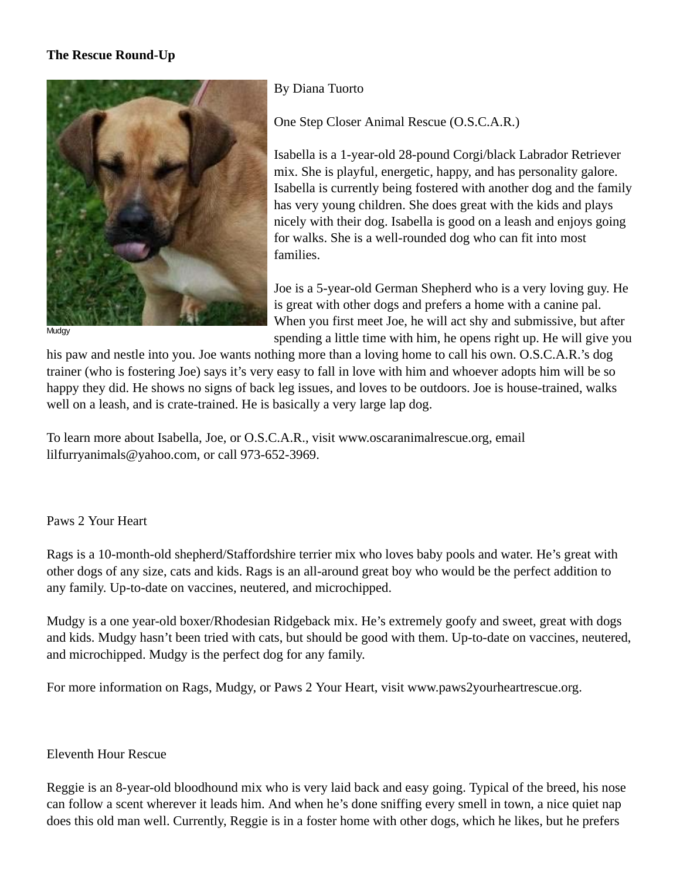**The Rescue Round-Up**

Mudgy

By Diana Tuorto

One Step Closer Animal Rescue (O.S.C.A.R.)

Isabella is a 1-year-old 28-pound Corgi/black Labrador Retriever mix. She is playful, energetic, happy, and has personality galore. Isabella is currently being fostered with another dog and the family has very young children. She does great with the kids and plays nicely with their dog. Isabella is good on a leash and enjoys going for walks. She is a well-rounded dog who can fit into most families.

Joe is a 5-year-old German Shepherd who is a very loving guy. He is great with other dogs and prefers a home with a canine pal. When you first meet Joe, he will act shy and submissive, but after spending a little time with him, he opens right up. He will give you his paw and nestle into you. Joe wants nothing more than a loving home to call his own. O.S.C.A.R.'s dog trainer (who is fostering Joe) says it's very easy to fall in love with him and whoever adopts him will be so happy they did. He shows no signs of back leg issues, and loves to be outdoors. Joe is house-trained, walks well on a leash, and is crate-trained. He is basically a very large lap dog.

To learn more about Isabella, Joe, or O.S.C.A.R., visit www.oscaranimalrescue.org, email lilfurryanimals@yahoo.com, or call 973-652-3969.

Paws 2 Your Heart

Rags is a 10-month-old shepherd/Staffordshire terrier mix who loves baby pools and water. He's great with other dogs of any size, cats and kids. Rags is an all-around great boy who would be the perfect addition to any family. Up-to-date on vaccines, neutered, and microchipped.

Mudgy is a one year-old boxer/Rhodesian Ridgeback mix. He's extremely goofy and sweet, great with dogs and kids. Mudgy hasn't been tried with cats, but should be good with them. Up-to-date on vaccines, neutered, and microchipped. Mudgy is the perfect dog for any family.

For more information on Rags, Mudgy, or Paws 2 Your Heart, visit www.paws2yourheartrescue.org.

Eleventh Hour Rescue

Reggie is an 8-year-old bloodhound mix who is very laid back and easy going. Typical of the breed, his nose can follow a scent wherever it leads him. And when he's done sniffing every smell in town, a nice quiet nap does this old man well. Currently, Reggie is in a foster home with other dogs, which he likes, but he prefers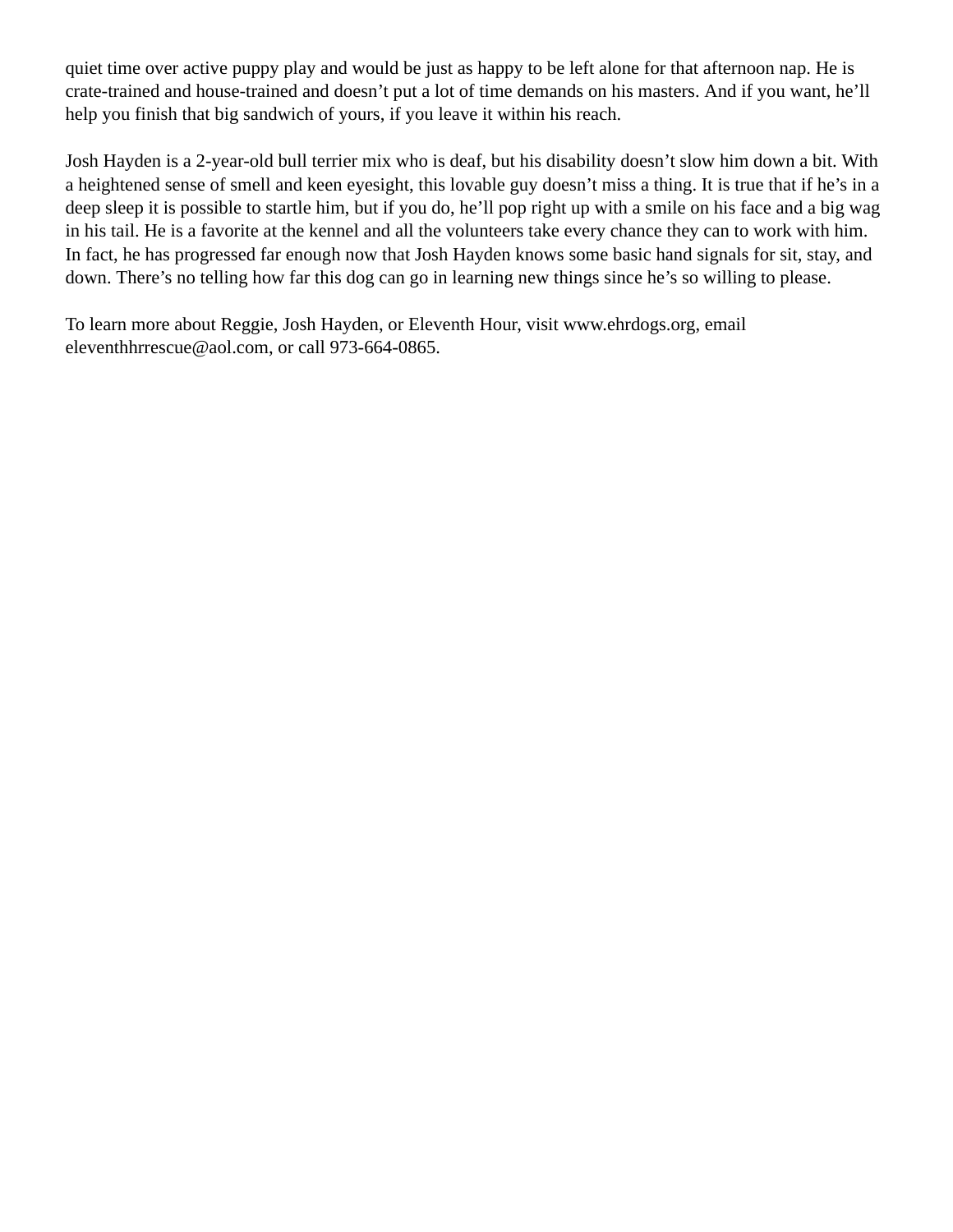quiet time over active puppy play and would be just as happy to be left alone for that afternoon nap. He is crate-trained and house-trained and doesn't put a lot of time demands on his masters. And if you want, he'll help you finish that big sandwich of yours, if you leave it within his reach.

Josh Hayden is a 2-year-old bull terrier mix who is deaf, but his disability doesn't slow him down a bit. With a heightened sense of smell and keen eyesight, this lovable guy doesn't miss a thing. It is true that if he's in a deep sleep it is possible to startle him, but if you do, he'll pop right up with a smile on his face and a big wag in his tail. He is a favorite at the kennel and all the volunteers take every chance they can to work with him. In fact, he has progressed far enough now that Josh Hayden knows some basic hand signals for sit, stay, and down. There's no telling how far this dog can go in learning new things since he's so willing to please.

To learn more about Reggie, Josh Hayden, or Eleventh Hour, visit www.ehrdogs.org, email eleventhhrrescue@aol.com, or call 973-664-0865.